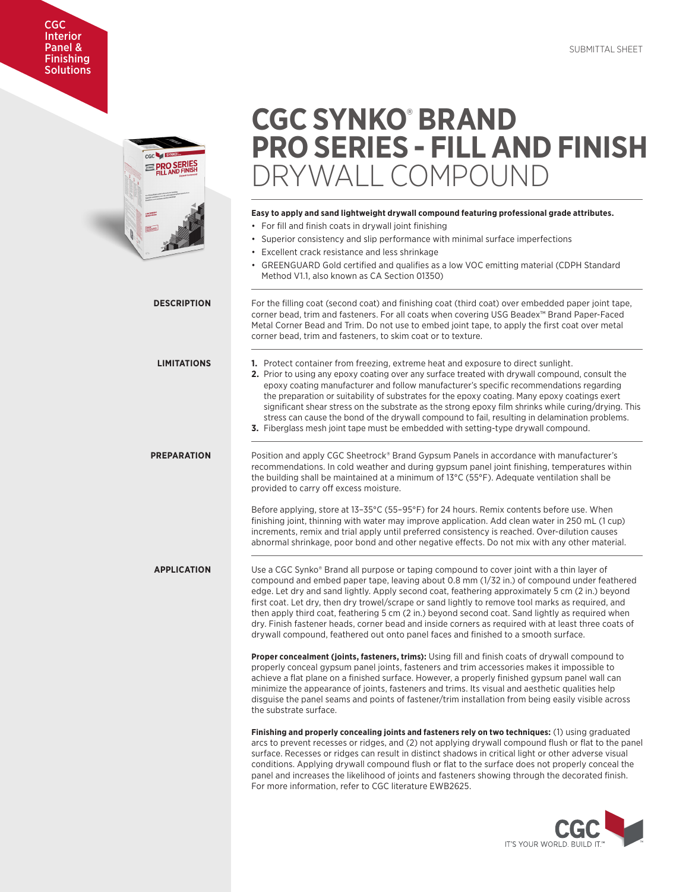CGC Interior Panel & Finishing Solutions

SUBMITTAL SHEET

# CGC SYNKO® BRAND PRO SERIES - FILL AND FINISH DRYWALL COMPOUND

**Easy to apply and sand lightweight drywall compound featuring professional grade attributes.**

- For fill and finish coats in drywall joint finishing
- Superior consistency and slip performance with minimal surface imperfections
- Excellent crack resistance and less shrinkage
- GREENGUARD Gold certified and qualifies as a low VOC emitting material (CDPH Standard Method V1.1, also known as CA Section 01350)

## DESCRIPTION

For the filling coat (second coat) and finishing coat (third coat) over embedded paper joint tape, corner bead, trim and fasteners. For all coats when covering USG Beadex™ Brand Paper-Faced Metal Corner Bead and Trim. Do not use to embed joint tape, to apply the first coat over metal corner bead, trim and fasteners, to skim coat or to texture.

## LIMITATIONS

1. Protect container from freezing, extreme heat and exposure to direct sunlight.
2. Prior to using any epoxy coating over any surface treated with drywall compound, consult the epoxy coating manufacturer and follow manufacturer's specific recommendations regarding the preparation or suitability of substrates for the epoxy coating. Many epoxy coatings exert significant shear stress on the substrate as the strong epoxy film shrinks while curing/drying. This stress can cause the bond of the drywall compound to fail, resulting in delamination problems.
3. Fiberglass mesh joint tape must be embedded with setting-type drywall compound.

## PREPARATION

Position and apply CGC Sheetrock® Brand Gypsum Panels in accordance with manufacturer's recommendations. In cold weather and during gypsum panel joint finishing, temperatures within the building shall be maintained at a minimum of 13°C (55°F). Adequate ventilation shall be provided to carry off excess moisture.

Before applying, store at 13–35°C (55–95°F) for 24 hours. Remix contents before use. When finishing joint, thinning with water may improve application. Add clean water in 250 mL (1 cup) increments, remix and trial apply until preferred consistency is reached. Over-dilution causes abnormal shrinkage, poor bond and other negative effects. Do not mix with any other material.

## APPLICATION

Use a CGC Synko® Brand all purpose or taping compound to cover joint with a thin layer of compound and embed paper tape, leaving about 0.8 mm (1/32 in.) of compound under feathered edge. Let dry and sand lightly. Apply second coat, feathering approximately 5 cm (2 in.) beyond first coat. Let dry, then dry trowel/scrape or sand lightly to remove tool marks as required, and then apply third coat, feathering 5 cm (2 in.) beyond second coat. Sand lightly as required when dry. Finish fastener heads, corner bead and inside corners as required with at least three coats of drywall compound, feathered out onto panel faces and finished to a smooth surface.

**Proper concealment (joints, fasteners, trims):** Using fill and finish coats of drywall compound to properly conceal gypsum panel joints, fasteners and trim accessories makes it impossible to achieve a flat plane on a finished surface. However, a properly finished gypsum panel wall can minimize the appearance of joints, fasteners and trims. Its visual and aesthetic qualities help disguise the panel seams and points of fastener/trim installation from being easily visible across the substrate surface.

**Finishing and properly concealing joints and fasteners rely on two techniques:** (1) using graduated arcs to prevent recesses or ridges, and (2) not applying drywall compound flush or flat to the panel surface. Recesses or ridges can result in distinct shadows in critical light or other adverse visual conditions. Applying drywall compound flush or flat to the surface does not properly conceal the panel and increases the likelihood of joints and fasteners showing through the decorated finish. For more information, refer to CGC literature EWB2625.

CGC IT'S YOUR WORLD. BUILD IT.™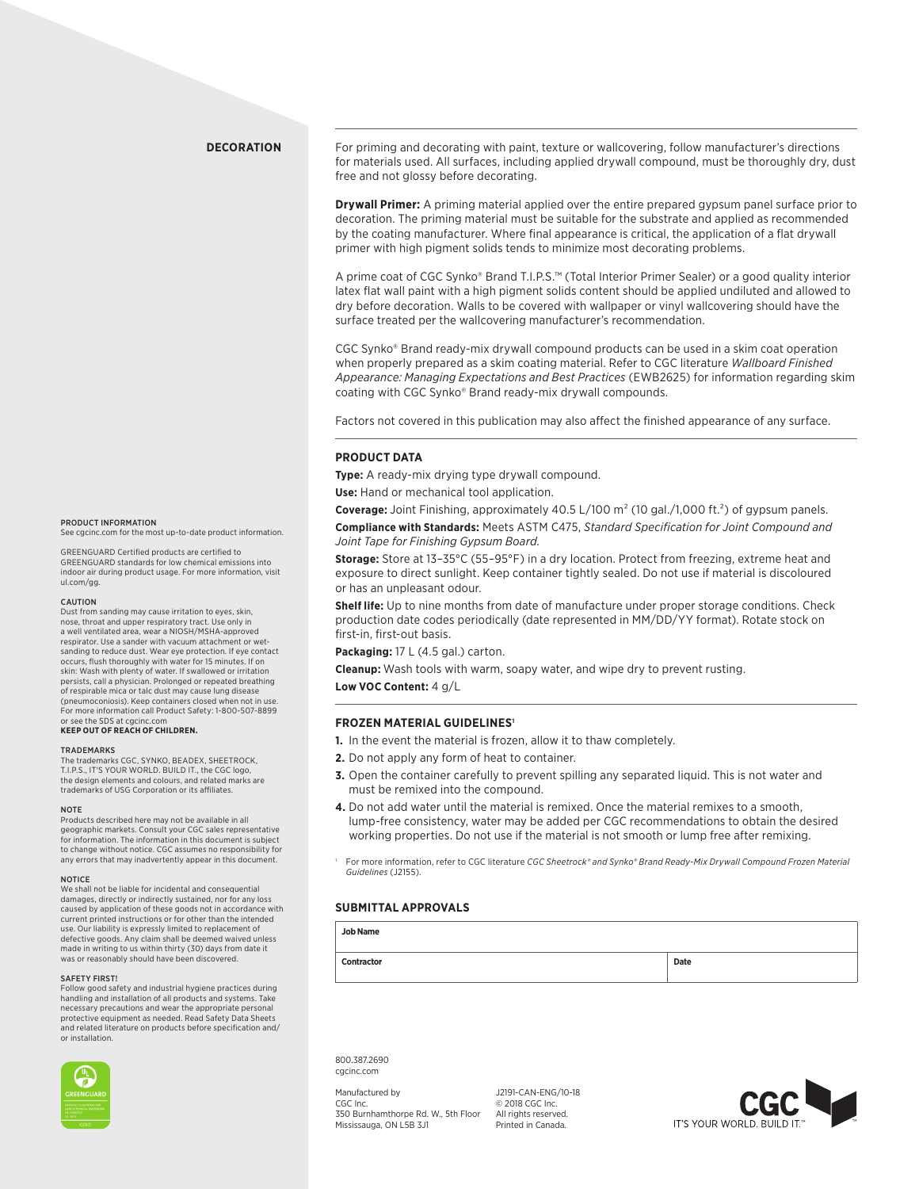## DECORATION

For priming and decorating with paint, texture or wallcovering, follow manufacturer's directions for materials used. All surfaces, including applied drywall compound, must be thoroughly dry, dust free and not glossy before decorating.

**Drywall Primer:** A priming material applied over the entire prepared gypsum panel surface prior to decoration. The priming material must be suitable for the substrate and applied as recommended by the coating manufacturer. Where final appearance is critical, the application of a flat drywall primer with high pigment solids tends to minimize most decorating problems.

A prime coat of CGC Synko® Brand T.I.P.S.™ (Total Interior Primer Sealer) or a good quality interior latex flat wall paint with a high pigment solids content should be applied undiluted and allowed to dry before decoration. Walls to be covered with wallpaper or vinyl wallcovering should have the surface treated per the wallcovering manufacturer's recommendation.

CGC Synko® Brand ready-mix drywall compound products can be used in a skim coat operation when properly prepared as a skim coating material. Refer to CGC literature *Wallboard Finished Appearance: Managing Expectations and Best Practices* (EWB2625) for information regarding skim coating with CGC Synko® Brand ready-mix drywall compounds.

Factors not covered in this publication may also affect the finished appearance of any surface.

## PRODUCT DATA

**Type:** A ready-mix drying type drywall compound.

**Use:** Hand or mechanical tool application.

**Coverage:** Joint Finishing, approximately 40.5 L/100 $m^2$ (10 gal./1,000 $ft.^2$) of gypsum panels.

**Compliance with Standards:** Meets ASTM C475, *Standard Specification for Joint Compound and Joint Tape for Finishing Gypsum Board.*

**Storage:** Store at 13–35°C (55–95°F) in a dry location. Protect from freezing, extreme heat and exposure to direct sunlight. Keep container tightly sealed. Do not use if material is discoloured or has an unpleasant odour.

**Shelf life:** Up to nine months from date of manufacture under proper storage conditions. Check production date codes periodically (date represented in MM/DD/YY format). Rotate stock on first-in, first-out basis.

**Packaging:** 17 L (4.5 gal.) carton.

**Cleanup:** Wash tools with warm, soapy water, and wipe dry to prevent rusting.

**Low VOC Content:** 4 g/L

## FROZEN MATERIAL GUIDELINES[1]

1. In the event the material is frozen, allow it to thaw completely.
2. Do not apply any form of heat to container.
3. Open the container carefully to prevent spilling any separated liquid. This is not water and must be remixed into the compound.
4. Do not add water until the material is remixed. Once the material remixes to a smooth, lump-free consistency, water may be added per CGC recommendations to obtain the desired working properties. Do not use if the material is not smooth or lump free after remixing.

[1] For more information, refer to CGC literature *CGC Sheetrock® and Synko® Brand Ready-Mix Drywall Compound Frozen Material Guidelines* (J2155).

## SUBMITTAL APPROVALS

| | |
|---|---|
| **Job Name** | |
| **Contractor** | **Date** |

**PRODUCT INFORMATION**
See cgcinc.com for the most up-to-date product information.

GREENGUARD Certified products are certified to GREENGUARD standards for low chemical emissions into indoor air during product usage. For more information, visit ul.com/gg.

**CAUTION**
Dust from sanding may cause irritation to eyes, skin, nose, throat and upper respiratory tract. Use only in a well ventilated area, wear a NIOSH/MSHA-approved respirator. Use a sander with vacuum attachment or wet-sanding to reduce dust. Wear eye protection. If eye contact occurs, flush thoroughly with water for 15 minutes. If on skin: Wash with plenty of water. If swallowed or irritation persists, call a physician. Prolonged or repeated breathing of respirable mica or talc dust may cause lung disease (pneumoconiosis). Keep containers closed when not in use. For more information call Product Safety: 1-800-507-8899 or see the SDS at cgcinc.com
**KEEP OUT OF REACH OF CHILDREN.**

**TRADEMARKS**
The trademarks CGC, SYNKO, BEADEX, SHEETROCK, T.I.P.S., IT'S YOUR WORLD. BUILD IT., the CGC logo, the design elements and colours, and related marks are trademarks of USG Corporation or its affiliates.

**NOTE**
Products described here may not be available in all geographic markets. Consult your CGC sales representative for information. The information in this document is subject to change without notice. CGC assumes no responsibility for any errors that may inadvertently appear in this document.

**NOTICE**
We shall not be liable for incidental and consequential damages, directly or indirectly sustained, nor for any loss caused by application of these goods not in accordance with current printed instructions or for other than the intended use. Our liability is expressly limited to replacement of defective goods. Any claim shall be deemed waived unless made in writing to us within thirty (30) days from date it was or reasonably should have been discovered.

**SAFETY FIRST!**
Follow good safety and industrial hygiene practices during handling and installation of all products and systems. Take necessary precautions and wear the appropriate personal protective equipment as needed. Read Safety Data Sheets and related literature on products before specification and/or installation.

800.387.2690
cgcinc.com

Manufactured by
CGC Inc.
350 Burnhamthorpe Rd. W., 5th Floor
Mississauga, ON L5B 3J1

J2191-CAN-ENG/10-18
© 2018 CGC Inc.
All rights reserved.
Printed in Canada.

CGC IT'S YOUR WORLD. BUILD IT.™